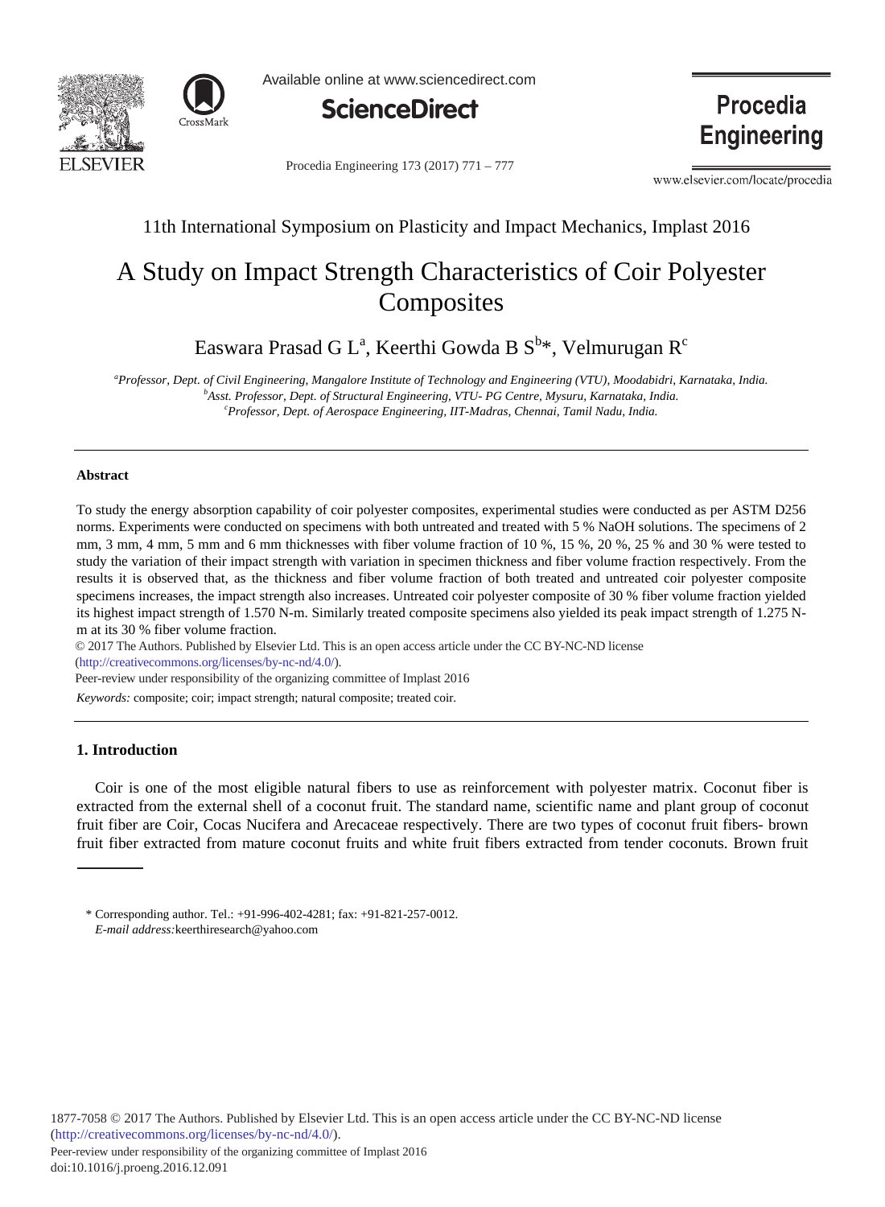11th International Symposium on Plasticity and Impact Mechanics, Implast 2016

# A Study on Impact Strength Characteristics of Coir Polyester Composites

Easwara Prasad G L[a], Keerthi Gowda B S[b]*, Velmurugan R[c]

[a]Professor, Dept. of Civil Engineering, Mangalore Institute of Technology and Engineering (VTU), Moodabidri, Karnataka, India.
[b]Asst. Professor, Dept. of Structural Engineering, VTU- PG Centre, Mysuru, Karnataka, India.
[c]Professor, Dept. of Aerospace Engineering, IIT-Madras, Chennai, Tamil Nadu, India.

---

**Abstract**

To study the energy absorption capability of coir polyester composites, experimental studies were conducted as per ASTM D256 norms. Experiments were conducted on specimens with both untreated and treated with 5 % NaOH solutions. The specimens of 2 mm, 3 mm, 4 mm, 5 mm and 6 mm thicknesses with fiber volume fraction of 10 %, 15 %, 20 %, 25 % and 30 % were tested to study the variation of their impact strength with variation in specimen thickness and fiber volume fraction respectively. From the results it is observed that, as the thickness and fiber volume fraction of both treated and untreated coir polyester composite specimens increases, the impact strength also increases. Untreated coir polyester composite of 30 % fiber volume fraction yielded its highest impact strength of 1.570 N-m. Similarly treated composite specimens also yielded its peak impact strength of 1.275 N-m at its 30 % fiber volume fraction.

© 2017 The Authors. Published by Elsevier Ltd. This is an open access article under the CC BY-NC-ND license (http://creativecommons.org/licenses/by-nc-nd/4.0/).

Peer-review under responsibility of the organizing committee of Implast 2016

*Keywords:* composite; coir; impact strength; natural composite; treated coir.

---

## 1. Introduction

Coir is one of the most eligible natural fibers to use as reinforcement with polyester matrix. Coconut fiber is extracted from the external shell of a coconut fruit. The standard name, scientific name and plant group of coconut fruit fiber are Coir, Cocas Nucifera and Arecaceae respectively. There are two types of coconut fruit fibers- brown fruit fiber extracted from mature coconut fruits and white fruit fibers extracted from tender coconuts. Brown fruit

\* Corresponding author. Tel.: +91-996-402-4281; fax: +91-821-257-0012.
*E-mail address:* keerthiresearch@yahoo.com

1877-7058 © 2017 The Authors. Published by Elsevier Ltd. This is an open access article under the CC BY-NC-ND license (http://creativecommons.org/licenses/by-nc-nd/4.0/).
Peer-review under responsibility of the organizing committee of Implast 2016
doi:10.1016/j.proeng.2016.12.091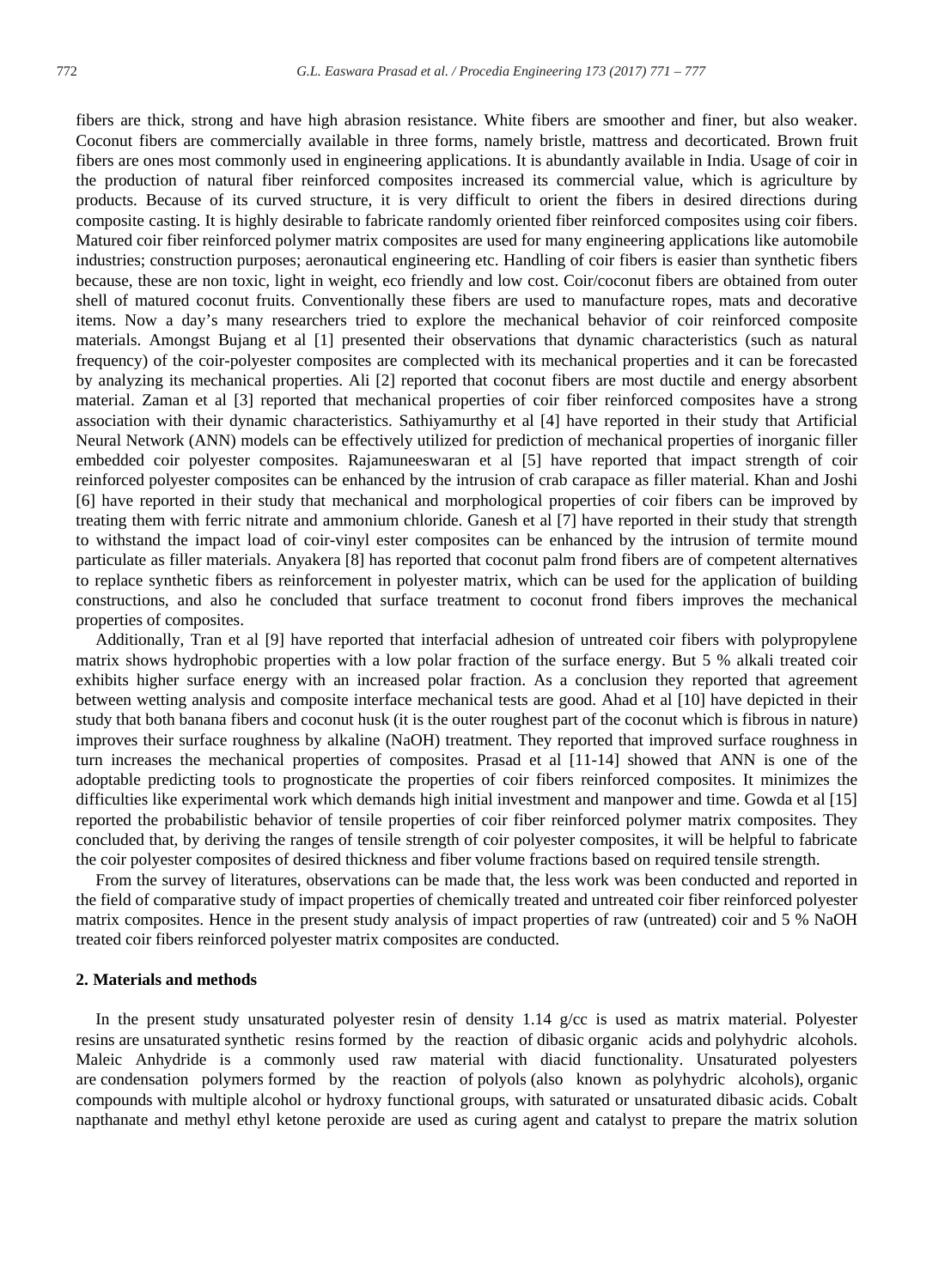fibers are thick, strong and have high abrasion resistance. White fibers are smoother and finer, but also weaker. Coconut fibers are commercially available in three forms, namely bristle, mattress and decorticated. Brown fruit fibers are ones most commonly used in engineering applications. It is abundantly available in India. Usage of coir in the production of natural fiber reinforced composites increased its commercial value, which is agriculture by products. Because of its curved structure, it is very difficult to orient the fibers in desired directions during composite casting. It is highly desirable to fabricate randomly oriented fiber reinforced composites using coir fibers. Matured coir fiber reinforced polymer matrix composites are used for many engineering applications like automobile industries; construction purposes; aeronautical engineering etc. Handling of coir fibers is easier than synthetic fibers because, these are non toxic, light in weight, eco friendly and low cost. Coir/coconut fibers are obtained from outer shell of matured coconut fruits. Conventionally these fibers are used to manufacture ropes, mats and decorative items. Now a day's many researchers tried to explore the mechanical behavior of coir reinforced composite materials. Amongst Bujang et al [1] presented their observations that dynamic characteristics (such as natural frequency) of the coir-polyester composites are complected with its mechanical properties and it can be forecasted by analyzing its mechanical properties. Ali [2] reported that coconut fibers are most ductile and energy absorbent material. Zaman et al [3] reported that mechanical properties of coir fiber reinforced composites have a strong association with their dynamic characteristics. Sathiyamurthy et al [4] have reported in their study that Artificial Neural Network (ANN) models can be effectively utilized for prediction of mechanical properties of inorganic filler embedded coir polyester composites. Rajamuneeswaran et al [5] have reported that impact strength of coir reinforced polyester composites can be enhanced by the intrusion of crab carapace as filler material. Khan and Joshi [6] have reported in their study that mechanical and morphological properties of coir fibers can be improved by treating them with ferric nitrate and ammonium chloride. Ganesh et al [7] have reported in their study that strength to withstand the impact load of coir-vinyl ester composites can be enhanced by the intrusion of termite mound particulate as filler materials. Anyakera [8] has reported that coconut palm frond fibers are of competent alternatives to replace synthetic fibers as reinforcement in polyester matrix, which can be used for the application of building constructions, and also he concluded that surface treatment to coconut frond fibers improves the mechanical properties of composites.

Additionally, Tran et al [9] have reported that interfacial adhesion of untreated coir fibers with polypropylene matrix shows hydrophobic properties with a low polar fraction of the surface energy. But 5 % alkali treated coir exhibits higher surface energy with an increased polar fraction. As a conclusion they reported that agreement between wetting analysis and composite interface mechanical tests are good. Ahad et al [10] have depicted in their study that both banana fibers and coconut husk (it is the outer roughest part of the coconut which is fibrous in nature) improves their surface roughness by alkaline (NaOH) treatment. They reported that improved surface roughness in turn increases the mechanical properties of composites. Prasad et al [11-14] showed that ANN is one of the adoptable predicting tools to prognosticate the properties of coir fibers reinforced composites. It minimizes the difficulties like experimental work which demands high initial investment and manpower and time. Gowda et al [15] reported the probabilistic behavior of tensile properties of coir fiber reinforced polymer matrix composites. They concluded that, by deriving the ranges of tensile strength of coir polyester composites, it will be helpful to fabricate the coir polyester composites of desired thickness and fiber volume fractions based on required tensile strength.

From the survey of literatures, observations can be made that, the less work was been conducted and reported in the field of comparative study of impact properties of chemically treated and untreated coir fiber reinforced polyester matrix composites. Hence in the present study analysis of impact properties of raw (untreated) coir and 5 % NaOH treated coir fibers reinforced polyester matrix composites are conducted.

## 2. Materials and methods

In the present study unsaturated polyester resin of density 1.14 g/cc is used as matrix material. Polyester resins are unsaturated synthetic resins formed by the reaction of dibasic organic acids and polyhydric alcohols. Maleic Anhydride is a commonly used raw material with diacid functionality. Unsaturated polyesters are condensation polymers formed by the reaction of polyols (also known as polyhydric alcohols), organic compounds with multiple alcohol or hydroxy functional groups, with saturated or unsaturated dibasic acids. Cobalt napthanate and methyl ethyl ketone peroxide are used as curing agent and catalyst to prepare the matrix solution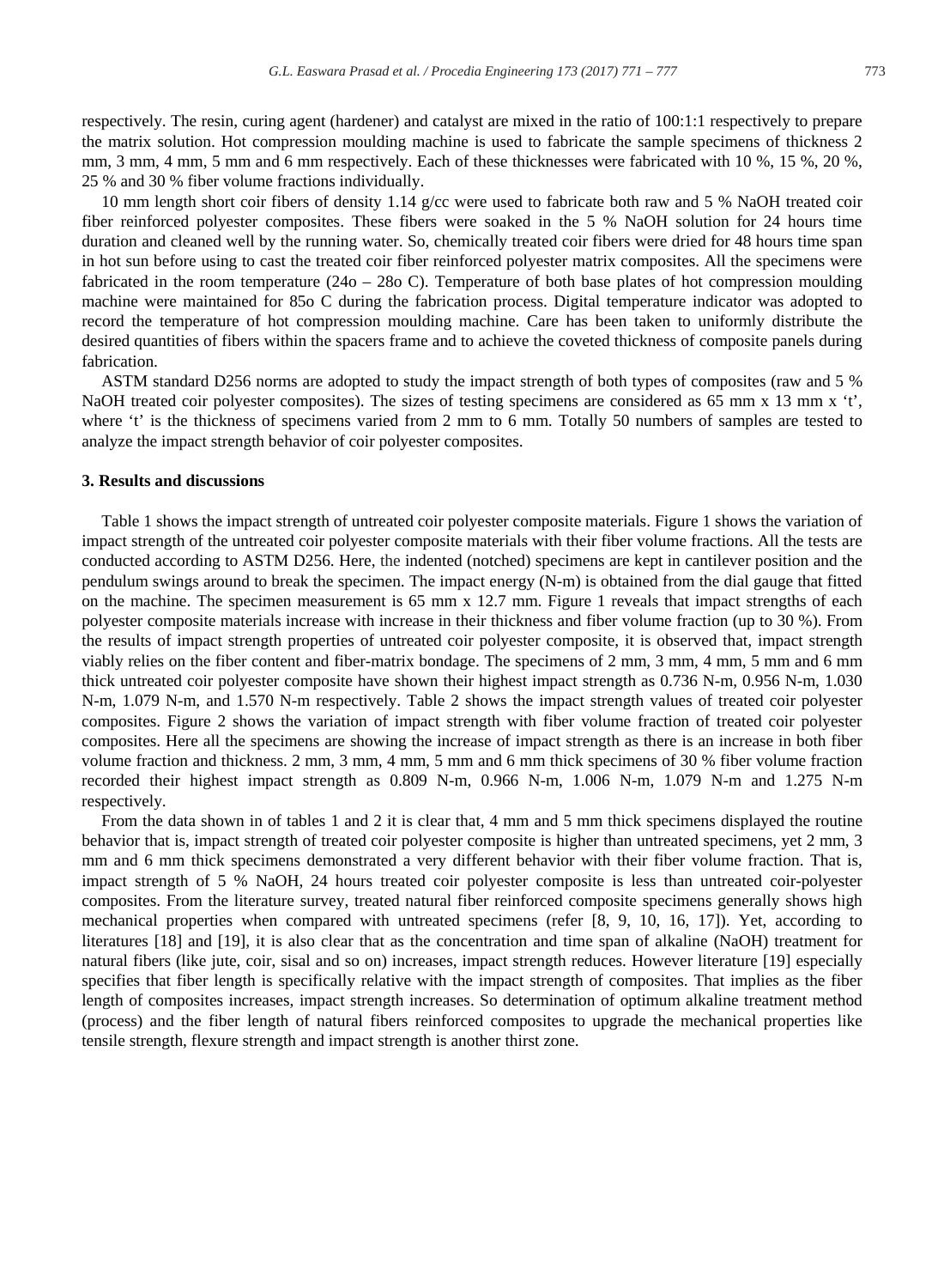respectively. The resin, curing agent (hardener) and catalyst are mixed in the ratio of 100:1:1 respectively to prepare the matrix solution. Hot compression moulding machine is used to fabricate the sample specimens of thickness 2 mm, 3 mm, 4 mm, 5 mm and 6 mm respectively. Each of these thicknesses were fabricated with 10 %, 15 %, 20 %, 25 % and 30 % fiber volume fractions individually.

10 mm length short coir fibers of density 1.14 g/cc were used to fabricate both raw and 5 % NaOH treated coir fiber reinforced polyester composites. These fibers were soaked in the 5 % NaOH solution for 24 hours time duration and cleaned well by the running water. So, chemically treated coir fibers were dried for 48 hours time span in hot sun before using to cast the treated coir fiber reinforced polyester matrix composites. All the specimens were fabricated in the room temperature (24o – 28o C). Temperature of both base plates of hot compression moulding machine were maintained for 85o C during the fabrication process. Digital temperature indicator was adopted to record the temperature of hot compression moulding machine. Care has been taken to uniformly distribute the desired quantities of fibers within the spacers frame and to achieve the coveted thickness of composite panels during fabrication.

ASTM standard D256 norms are adopted to study the impact strength of both types of composites (raw and 5 % NaOH treated coir polyester composites). The sizes of testing specimens are considered as 65 mm x 13 mm x 't', where 't' is the thickness of specimens varied from 2 mm to 6 mm. Totally 50 numbers of samples are tested to analyze the impact strength behavior of coir polyester composites.

## 3. Results and discussions

Table 1 shows the impact strength of untreated coir polyester composite materials. Figure 1 shows the variation of impact strength of the untreated coir polyester composite materials with their fiber volume fractions. All the tests are conducted according to ASTM D256. Here, the indented (notched) specimens are kept in cantilever position and the pendulum swings around to break the specimen. The impact energy (N-m) is obtained from the dial gauge that fitted on the machine. The specimen measurement is 65 mm x 12.7 mm. Figure 1 reveals that impact strengths of each polyester composite materials increase with increase in their thickness and fiber volume fraction (up to 30 %). From the results of impact strength properties of untreated coir polyester composite, it is observed that, impact strength viably relies on the fiber content and fiber-matrix bondage. The specimens of 2 mm, 3 mm, 4 mm, 5 mm and 6 mm thick untreated coir polyester composite have shown their highest impact strength as 0.736 N-m, 0.956 N-m, 1.030 N-m, 1.079 N-m, and 1.570 N-m respectively. Table 2 shows the impact strength values of treated coir polyester composites. Figure 2 shows the variation of impact strength with fiber volume fraction of treated coir polyester composites. Here all the specimens are showing the increase of impact strength as there is an increase in both fiber volume fraction and thickness. 2 mm, 3 mm, 4 mm, 5 mm and 6 mm thick specimens of 30 % fiber volume fraction recorded their highest impact strength as 0.809 N-m, 0.966 N-m, 1.006 N-m, 1.079 N-m and 1.275 N-m respectively.

From the data shown in of tables 1 and 2 it is clear that, 4 mm and 5 mm thick specimens displayed the routine behavior that is, impact strength of treated coir polyester composite is higher than untreated specimens, yet 2 mm, 3 mm and 6 mm thick specimens demonstrated a very different behavior with their fiber volume fraction. That is, impact strength of 5 % NaOH, 24 hours treated coir polyester composite is less than untreated coir-polyester composites. From the literature survey, treated natural fiber reinforced composite specimens generally shows high mechanical properties when compared with untreated specimens (refer [8, 9, 10, 16, 17]). Yet, according to literatures [18] and [19], it is also clear that as the concentration and time span of alkaline (NaOH) treatment for natural fibers (like jute, coir, sisal and so on) increases, impact strength reduces. However literature [19] especially specifies that fiber length is specifically relative with the impact strength of composites. That implies as the fiber length of composites increases, impact strength increases. So determination of optimum alkaline treatment method (process) and the fiber length of natural fibers reinforced composites to upgrade the mechanical properties like tensile strength, flexure strength and impact strength is another thirst zone.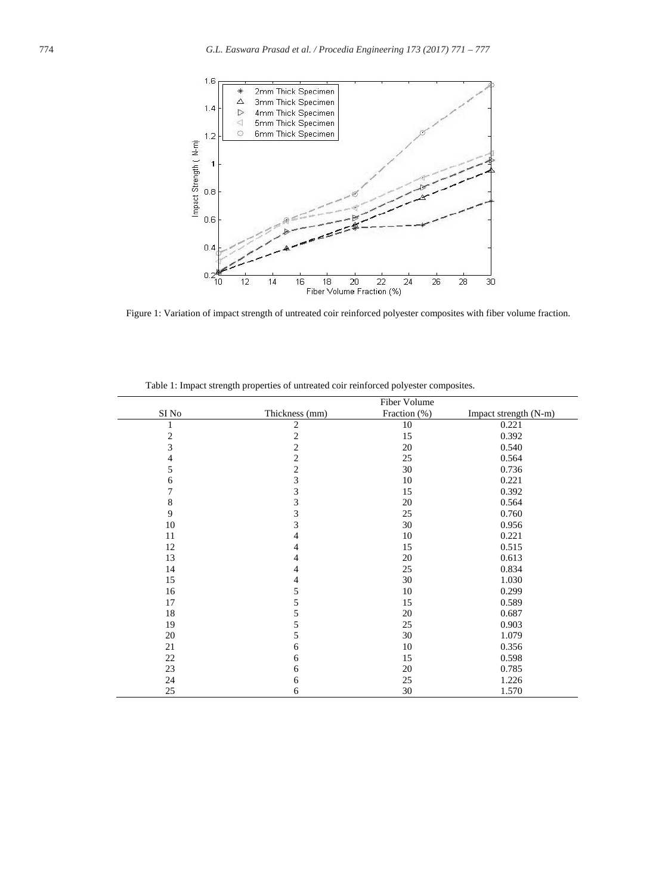Figure 1: Variation of impact strength of untreated coir reinforced polyester composites with fiber volume fraction.

Table 1: Impact strength properties of untreated coir reinforced polyester composites.

| SI No | Thickness (mm) | Fiber Volume Fraction (%) | Impact strength (N-m) |
|---|---|---|---|
| 1 | 2 | 10 | 0.221 |
| 2 | 2 | 15 | 0.392 |
| 3 | 2 | 20 | 0.540 |
| 4 | 2 | 25 | 0.564 |
| 5 | 2 | 30 | 0.736 |
| 6 | 3 | 10 | 0.221 |
| 7 | 3 | 15 | 0.392 |
| 8 | 3 | 20 | 0.564 |
| 9 | 3 | 25 | 0.760 |
| 10 | 3 | 30 | 0.956 |
| 11 | 4 | 10 | 0.221 |
| 12 | 4 | 15 | 0.515 |
| 13 | 4 | 20 | 0.613 |
| 14 | 4 | 25 | 0.834 |
| 15 | 4 | 30 | 1.030 |
| 16 | 5 | 10 | 0.299 |
| 17 | 5 | 15 | 0.589 |
| 18 | 5 | 20 | 0.687 |
| 19 | 5 | 25 | 0.903 |
| 20 | 5 | 30 | 1.079 |
| 21 | 6 | 10 | 0.356 |
| 22 | 6 | 15 | 0.598 |
| 23 | 6 | 20 | 0.785 |
| 24 | 6 | 25 | 1.226 |
| 25 | 6 | 30 | 1.570 |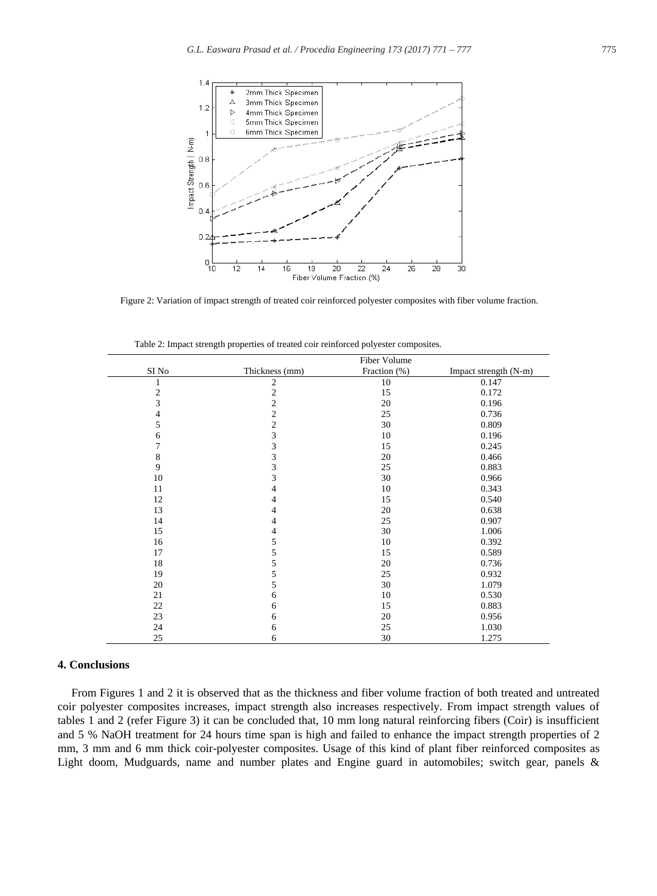Figure 2: Variation of impact strength of treated coir reinforced polyester composites with fiber volume fraction.

Table 2: Impact strength properties of treated coir reinforced polyester composites.

| SI No | Thickness (mm) | Fiber Volume Fraction (%) | Impact strength (N-m) |
|---|---|---|---|
| 1 | 2 | 10 | 0.147 |
| 2 | 2 | 15 | 0.172 |
| 3 | 2 | 20 | 0.196 |
| 4 | 2 | 25 | 0.736 |
| 5 | 2 | 30 | 0.809 |
| 6 | 3 | 10 | 0.196 |
| 7 | 3 | 15 | 0.245 |
| 8 | 3 | 20 | 0.466 |
| 9 | 3 | 25 | 0.883 |
| 10 | 3 | 30 | 0.966 |
| 11 | 4 | 10 | 0.343 |
| 12 | 4 | 15 | 0.540 |
| 13 | 4 | 20 | 0.638 |
| 14 | 4 | 25 | 0.907 |
| 15 | 4 | 30 | 1.006 |
| 16 | 5 | 10 | 0.392 |
| 17 | 5 | 15 | 0.589 |
| 18 | 5 | 20 | 0.736 |
| 19 | 5 | 25 | 0.932 |
| 20 | 5 | 30 | 1.079 |
| 21 | 6 | 10 | 0.530 |
| 22 | 6 | 15 | 0.883 |
| 23 | 6 | 20 | 0.956 |
| 24 | 6 | 25 | 1.030 |
| 25 | 6 | 30 | 1.275 |

## 4. Conclusions

From Figures 1 and 2 it is observed that as the thickness and fiber volume fraction of both treated and untreated coir polyester composites increases, impact strength also increases respectively. From impact strength values of tables 1 and 2 (refer Figure 3) it can be concluded that, 10 mm long natural reinforcing fibers (Coir) is insufficient and 5 % NaOH treatment for 24 hours time span is high and failed to enhance the impact strength properties of 2 mm, 3 mm and 6 mm thick coir-polyester composites. Usage of this kind of plant fiber reinforced composites as Light doom, Mudguards, name and number plates and Engine guard in automobiles; switch gear, panels &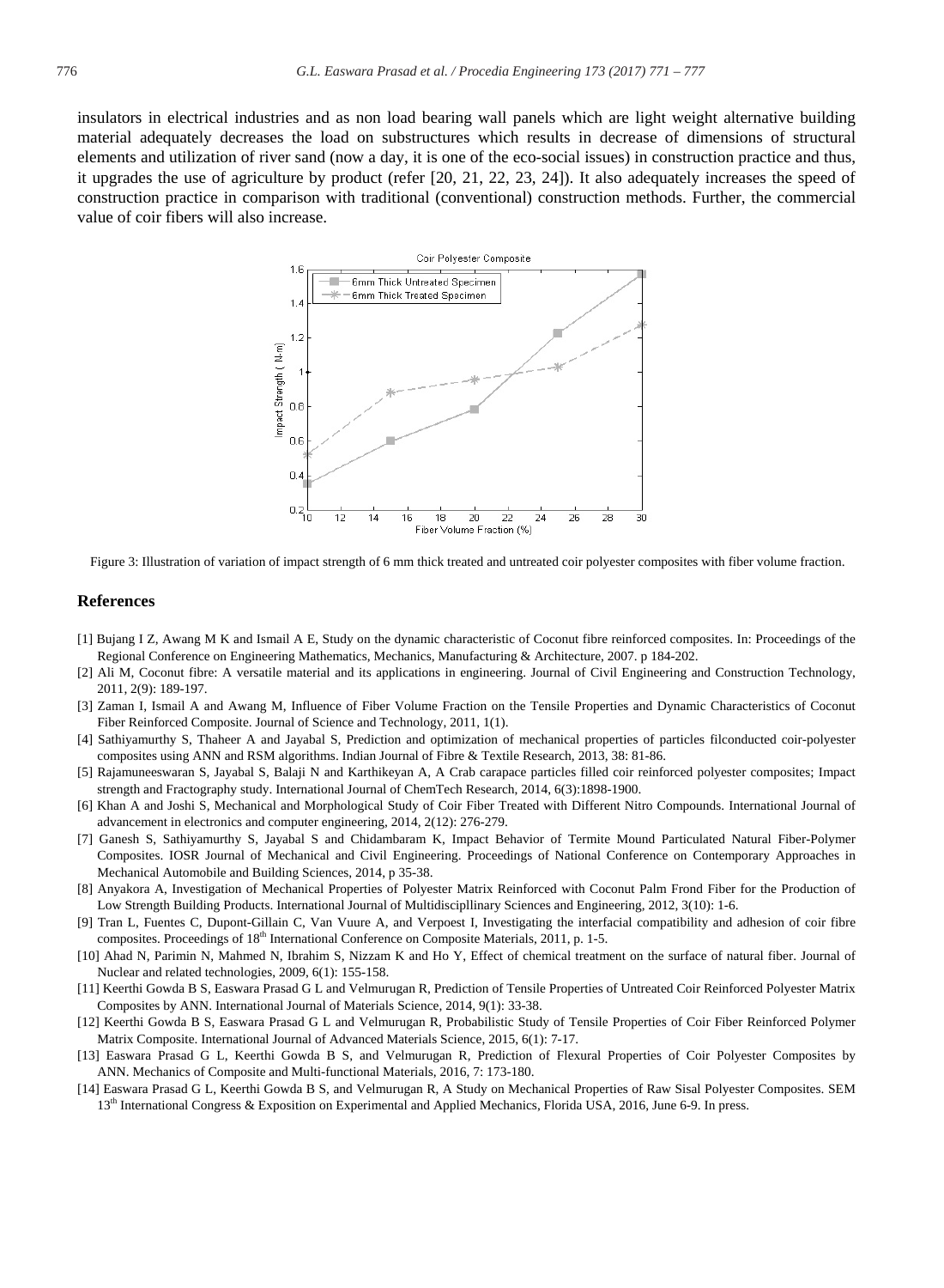insulators in electrical industries and as non load bearing wall panels which are light weight alternative building material adequately decreases the load on substructures which results in decrease of dimensions of structural elements and utilization of river sand (now a day, it is one of the eco-social issues) in construction practice and thus, it upgrades the use of agriculture by product (refer [20, 21, 22, 23, 24]). It also adequately increases the speed of construction practice in comparison with traditional (conventional) construction methods. Further, the commercial value of coir fibers will also increase.

Figure 3: Illustration of variation of impact strength of 6 mm thick treated and untreated coir polyester composites with fiber volume fraction.

## References

[1] Bujang I Z, Awang M K and Ismail A E, Study on the dynamic characteristic of Coconut fibre reinforced composites. In: Proceedings of the Regional Conference on Engineering Mathematics, Mechanics, Manufacturing & Architecture, 2007. p 184-202.

[2] Ali M, Coconut fibre: A versatile material and its applications in engineering. Journal of Civil Engineering and Construction Technology, 2011, 2(9): 189-197.

[3] Zaman I, Ismail A and Awang M, Influence of Fiber Volume Fraction on the Tensile Properties and Dynamic Characteristics of Coconut Fiber Reinforced Composite. Journal of Science and Technology, 2011, 1(1).

[4] Sathiyamurthy S, Thaheer A and Jayabal S, Prediction and optimization of mechanical properties of particles filconducted coir-polyester composites using ANN and RSM algorithms. Indian Journal of Fibre & Textile Research, 2013, 38: 81-86.

[5] Rajamuneeswaran S, Jayabal S, Balaji N and Karthikeyan A, A Crab carapace particles filled coir reinforced polyester composites; Impact strength and Fractography study. International Journal of ChemTech Research, 2014, 6(3):1898-1900.

[6] Khan A and Joshi S, Mechanical and Morphological Study of Coir Fiber Treated with Different Nitro Compounds. International Journal of advancement in electronics and computer engineering, 2014, 2(12): 276-279.

[7] Ganesh S, Sathiyamurthy S, Jayabal S and Chidambaram K, Impact Behavior of Termite Mound Particulated Natural Fiber-Polymer Composites. IOSR Journal of Mechanical and Civil Engineering. Proceedings of National Conference on Contemporary Approaches in Mechanical Automobile and Building Sciences, 2014, p 35-38.

[8] Anyakora A, Investigation of Mechanical Properties of Polyester Matrix Reinforced with Coconut Palm Frond Fiber for the Production of Low Strength Building Products. International Journal of Multidiscipllinary Sciences and Engineering, 2012, 3(10): 1-6.

[9] Tran L, Fuentes C, Dupont-Gillain C, Van Vuure A, and Verpoest I, Investigating the interfacial compatibility and adhesion of coir fibre composites. Proceedings of 18th International Conference on Composite Materials, 2011, p. 1-5.

[10] Ahad N, Parimin N, Mahmed N, Ibrahim S, Nizzam K and Ho Y, Effect of chemical treatment on the surface of natural fiber. Journal of Nuclear and related technologies, 2009, 6(1): 155-158.

[11] Keerthi Gowda B S, Easwara Prasad G L and Velmurugan R, Prediction of Tensile Properties of Untreated Coir Reinforced Polyester Matrix Composites by ANN. International Journal of Materials Science, 2014, 9(1): 33-38.

[12] Keerthi Gowda B S, Easwara Prasad G L and Velmurugan R, Probabilistic Study of Tensile Properties of Coir Fiber Reinforced Polymer Matrix Composite. International Journal of Advanced Materials Science, 2015, 6(1): 7-17.

[13] Easwara Prasad G L, Keerthi Gowda B S, and Velmurugan R, Prediction of Flexural Properties of Coir Polyester Composites by ANN. Mechanics of Composite and Multi-functional Materials, 2016, 7: 173-180.

[14] Easwara Prasad G L, Keerthi Gowda B S, and Velmurugan R, A Study on Mechanical Properties of Raw Sisal Polyester Composites. SEM 13th International Congress & Exposition on Experimental and Applied Mechanics, Florida USA, 2016, June 6-9. In press.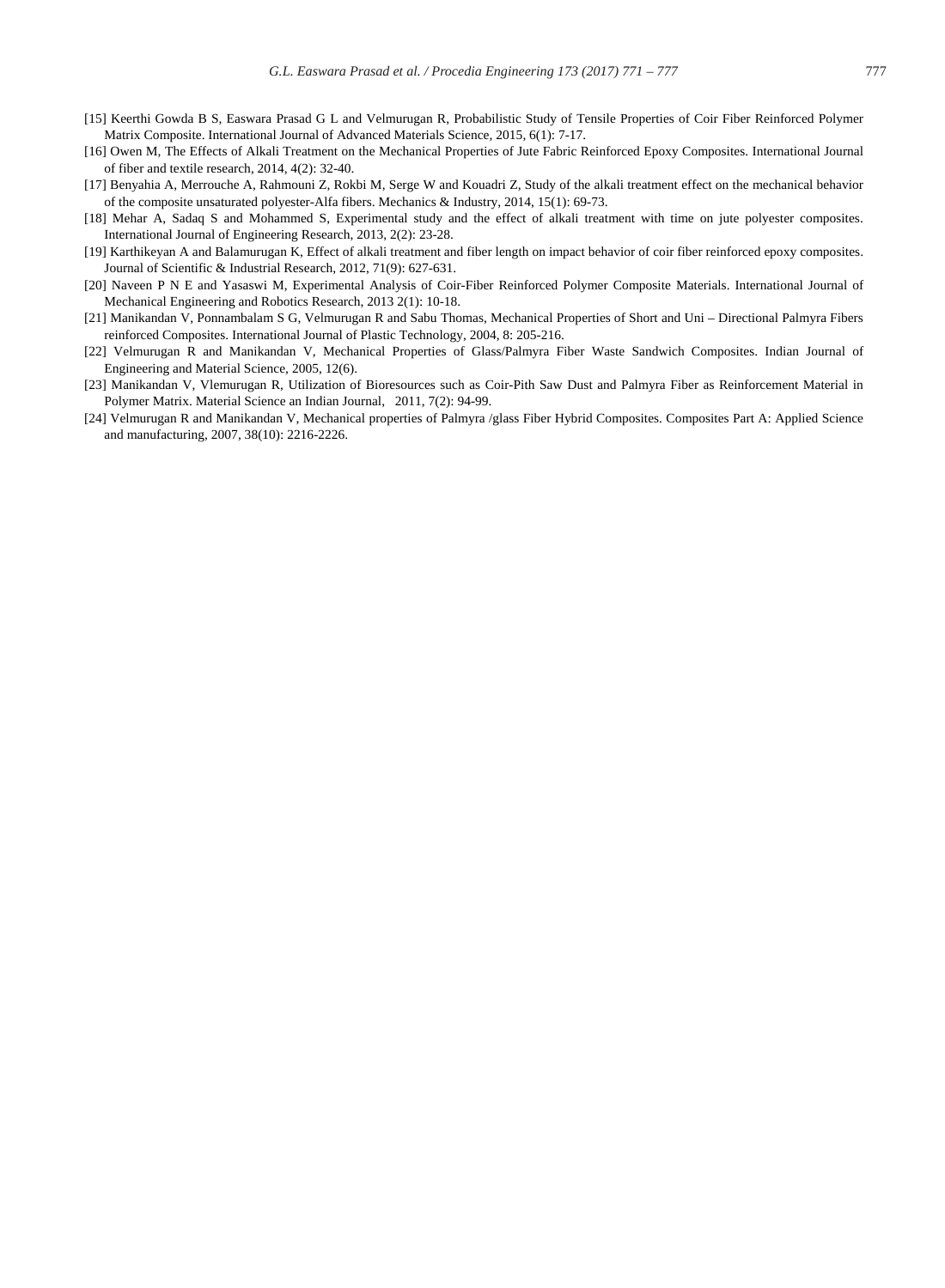[15] Keerthi Gowda B S, Easwara Prasad G L and Velmurugan R, Probabilistic Study of Tensile Properties of Coir Fiber Reinforced Polymer Matrix Composite. International Journal of Advanced Materials Science, 2015, 6(1): 7-17.

[16] Owen M, The Effects of Alkali Treatment on the Mechanical Properties of Jute Fabric Reinforced Epoxy Composites. International Journal of fiber and textile research, 2014, 4(2): 32-40.

[17] Benyahia A, Merrouche A, Rahmouni Z, Rokbi M, Serge W and Kouadri Z, Study of the alkali treatment effect on the mechanical behavior of the composite unsaturated polyester-Alfa fibers. Mechanics & Industry, 2014, 15(1): 69-73.

[18] Mehar A, Sadaq S and Mohammed S, Experimental study and the effect of alkali treatment with time on jute polyester composites. International Journal of Engineering Research, 2013, 2(2): 23-28.

[19] Karthikeyan A and Balamurugan K, Effect of alkali treatment and fiber length on impact behavior of coir fiber reinforced epoxy composites. Journal of Scientific & Industrial Research, 2012, 71(9): 627-631.

[20] Naveen P N E and Yasaswi M, Experimental Analysis of Coir-Fiber Reinforced Polymer Composite Materials. International Journal of Mechanical Engineering and Robotics Research, 2013 2(1): 10-18.

[21] Manikandan V, Ponnambalam S G, Velmurugan R and Sabu Thomas, Mechanical Properties of Short and Uni – Directional Palmyra Fibers reinforced Composites. International Journal of Plastic Technology, 2004, 8: 205-216.

[22] Velmurugan R and Manikandan V, Mechanical Properties of Glass/Palmyra Fiber Waste Sandwich Composites. Indian Journal of Engineering and Material Science, 2005, 12(6).

[23] Manikandan V, Vlemurugan R, Utilization of Bioresources such as Coir-Pith Saw Dust and Palmyra Fiber as Reinforcement Material in Polymer Matrix. Material Science an Indian Journal, 2011, 7(2): 94-99.

[24] Velmurugan R and Manikandan V, Mechanical properties of Palmyra /glass Fiber Hybrid Composites. Composites Part A: Applied Science and manufacturing, 2007, 38(10): 2216-2226.